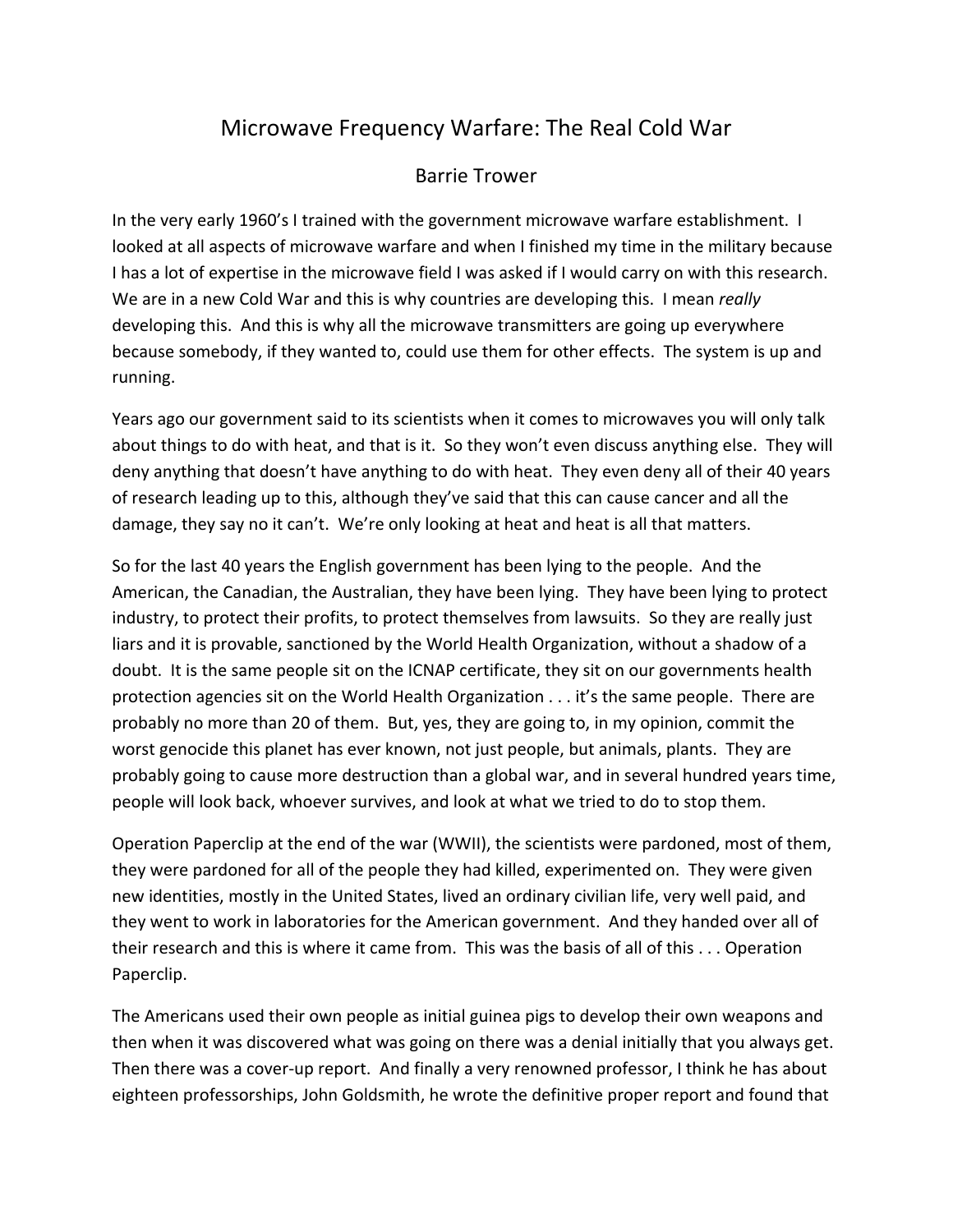# Microwave Frequency Warfare: The Real Cold War

## Barrie Trower

In the very early 1960's I trained with the government microwave warfare establishment. I looked at all aspects of microwave warfare and when I finished my time in the military because I has a lot of expertise in the microwave field I was asked if I would carry on with this research. We are in a new Cold War and this is why countries are developing this. I mean *really* developing this. And this is why all the microwave transmitters are going up everywhere because somebody, if they wanted to, could use them for other effects. The system is up and running.

Years ago our government said to its scientists when it comes to microwaves you will only talk about things to do with heat, and that is it. So they won't even discuss anything else. They will deny anything that doesn't have anything to do with heat. They even deny all of their 40 years of research leading up to this, although they've said that this can cause cancer and all the damage, they say no it can't. We're only looking at heat and heat is all that matters.

So for the last 40 years the English government has been lying to the people. And the American, the Canadian, the Australian, they have been lying. They have been lying to protect industry, to protect their profits, to protect themselves from lawsuits. So they are really just liars and it is provable, sanctioned by the World Health Organization, without a shadow of a doubt. It is the same people sit on the ICNAP certificate, they sit on our governments health protection agencies sit on the World Health Organization . . . it's the same people. There are probably no more than 20 of them. But, yes, they are going to, in my opinion, commit the worst genocide this planet has ever known, not just people, but animals, plants. They are probably going to cause more destruction than a global war, and in several hundred years time, people will look back, whoever survives, and look at what we tried to do to stop them.

Operation Paperclip at the end of the war (WWII), the scientists were pardoned, most of them, they were pardoned for all of the people they had killed, experimented on. They were given new identities, mostly in the United States, lived an ordinary civilian life, very well paid, and they went to work in laboratories for the American government. And they handed over all of their research and this is where it came from. This was the basis of all of this . . . Operation Paperclip.

The Americans used their own people as initial guinea pigs to develop their own weapons and then when it was discovered what was going on there was a denial initially that you always get. Then there was a cover-up report. And finally a very renowned professor, I think he has about eighteen professorships, John Goldsmith, he wrote the definitive proper report and found that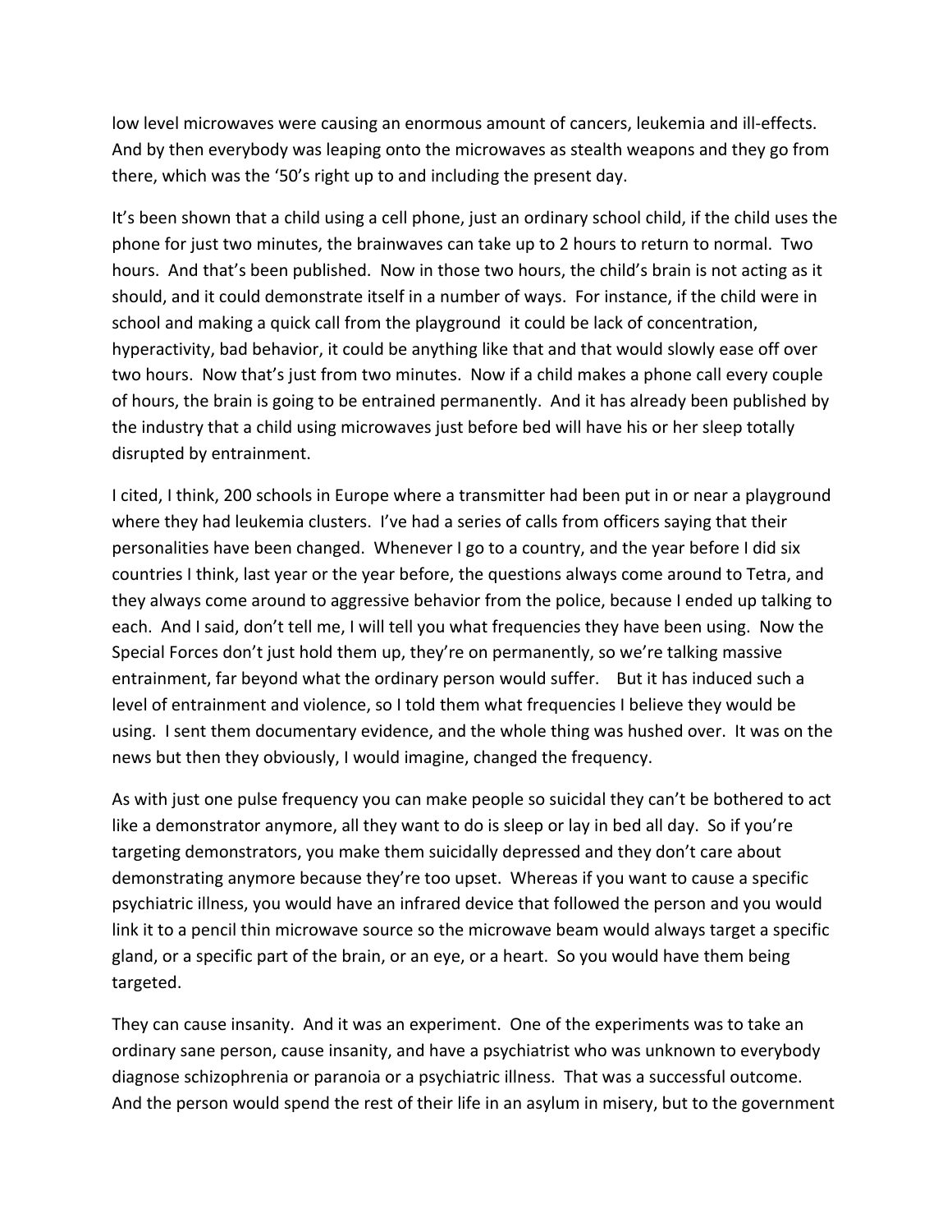low level microwaves were causing an enormous amount of cancers, leukemia and ill-effects. And by then everybody was leaping onto the microwaves as stealth weapons and they go from there, which was the '50's right up to and including the present day.

It's been shown that a child using a cell phone, just an ordinary school child, if the child uses the phone for just two minutes, the brainwaves can take up to 2 hours to return to normal. Two hours. And that's been published. Now in those two hours, the child's brain is not acting as it should, and it could demonstrate itself in a number of ways. For instance, if the child were in school and making a quick call from the playground it could be lack of concentration, hyperactivity, bad behavior, it could be anything like that and that would slowly ease off over two hours. Now that's just from two minutes. Now if a child makes a phone call every couple of hours, the brain is going to be entrained permanently. And it has already been published by the industry that a child using microwaves just before bed will have his or her sleep totally disrupted by entrainment.

I cited, I think, 200 schools in Europe where a transmitter had been put in or near a playground where they had leukemia clusters. I've had a series of calls from officers saying that their personalities have been changed. Whenever I go to a country, and the year before I did six countries I think, last year or the year before, the questions always come around to Tetra, and they always come around to aggressive behavior from the police, because I ended up talking to each. And I said, don't tell me, I will tell you what frequencies they have been using. Now the Special Forces don't just hold them up, they're on permanently, so we're talking massive entrainment, far beyond what the ordinary person would suffer. But it has induced such a level of entrainment and violence, so I told them what frequencies I believe they would be using. I sent them documentary evidence, and the whole thing was hushed over. It was on the news but then they obviously, I would imagine, changed the frequency.

As with just one pulse frequency you can make people so suicidal they can't be bothered to act like a demonstrator anymore, all they want to do is sleep or lay in bed all day. So if you're targeting demonstrators, you make them suicidally depressed and they don't care about demonstrating anymore because they're too upset. Whereas if you want to cause a specific psychiatric illness, you would have an infrared device that followed the person and you would link it to a pencil thin microwave source so the microwave beam would always target a specific gland, or a specific part of the brain, or an eye, or a heart. So you would have them being targeted.

They can cause insanity. And it was an experiment. One of the experiments was to take an ordinary sane person, cause insanity, and have a psychiatrist who was unknown to everybody diagnose schizophrenia or paranoia or a psychiatric illness. That was a successful outcome. And the person would spend the rest of their life in an asylum in misery, but to the government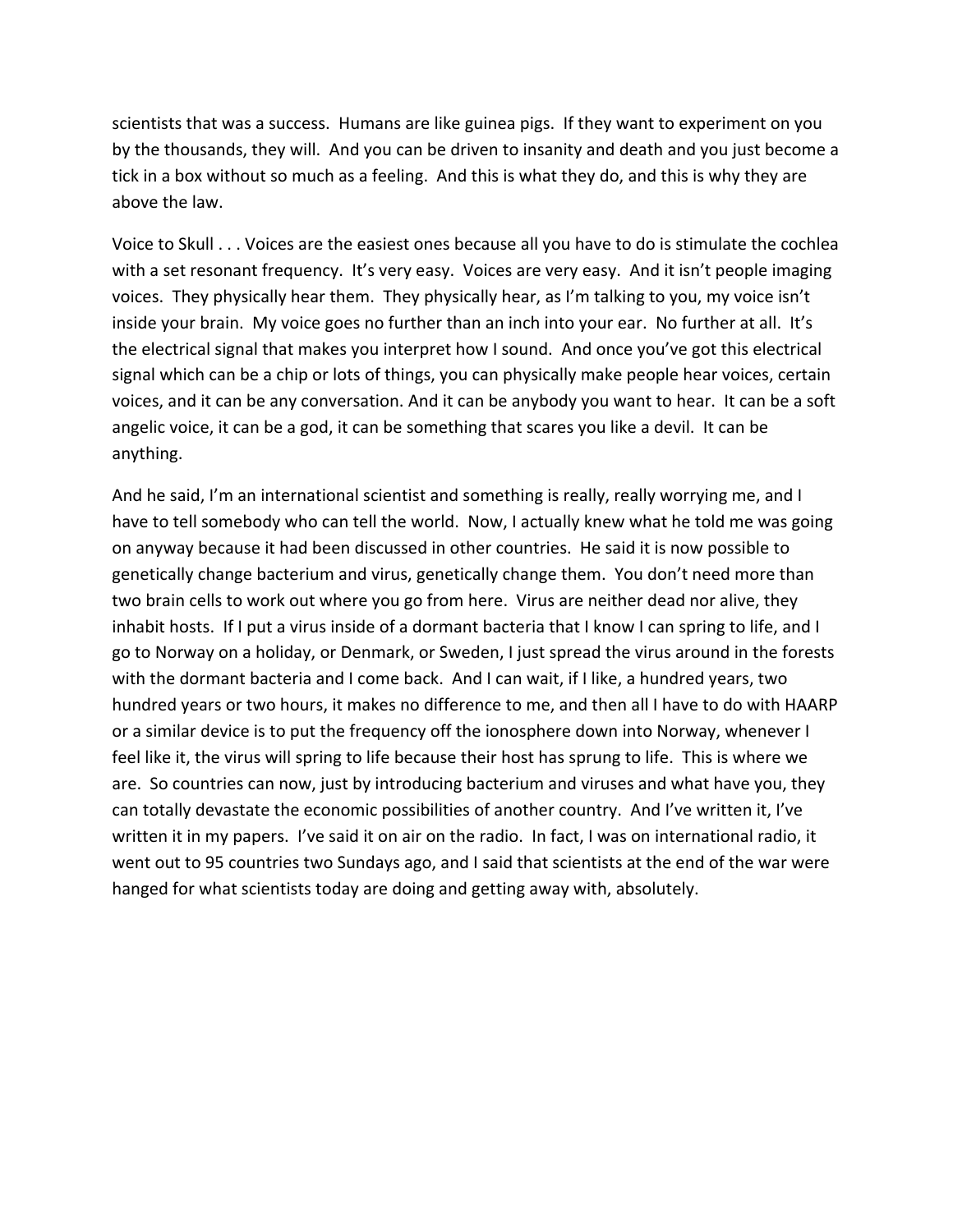scientists that was a success. Humans are like guinea pigs. If they want to experiment on you by the thousands, they will. And you can be driven to insanity and death and you just become a tick in a box without so much as a feeling. And this is what they do, and this is why they are above the law.

Voice to Skull . . . Voices are the easiest ones because all you have to do is stimulate the cochlea with a set resonant frequency. It's very easy. Voices are very easy. And it isn't people imaging voices. They physically hear them. They physically hear, as I'm talking to you, my voice isn't inside your brain. My voice goes no further than an inch into your ear. No further at all. It's the electrical signal that makes you interpret how I sound. And once you've got this electrical signal which can be a chip or lots of things, you can physically make people hear voices, certain voices, and it can be any conversation. And it can be anybody you want to hear. It can be a soft angelic voice, it can be a god, it can be something that scares you like a devil. It can be anything.

And he said, I'm an international scientist and something is really, really worrying me, and I have to tell somebody who can tell the world. Now, I actually knew what he told me was going on anyway because it had been discussed in other countries. He said it is now possible to genetically change bacterium and virus, genetically change them. You don't need more than two brain cells to work out where you go from here. Virus are neither dead nor alive, they inhabit hosts. If I put a virus inside of a dormant bacteria that I know I can spring to life, and I go to Norway on a holiday, or Denmark, or Sweden, I just spread the virus around in the forests with the dormant bacteria and I come back. And I can wait, if I like, a hundred years, two hundred years or two hours, it makes no difference to me, and then all I have to do with HAARP or a similar device is to put the frequency off the ionosphere down into Norway, whenever I feel like it, the virus will spring to life because their host has sprung to life. This is where we are. So countries can now, just by introducing bacterium and viruses and what have you, they can totally devastate the economic possibilities of another country. And I've written it, I've written it in my papers. I've said it on air on the radio. In fact, I was on international radio, it went out to 95 countries two Sundays ago, and I said that scientists at the end of the war were hanged for what scientists today are doing and getting away with, absolutely.